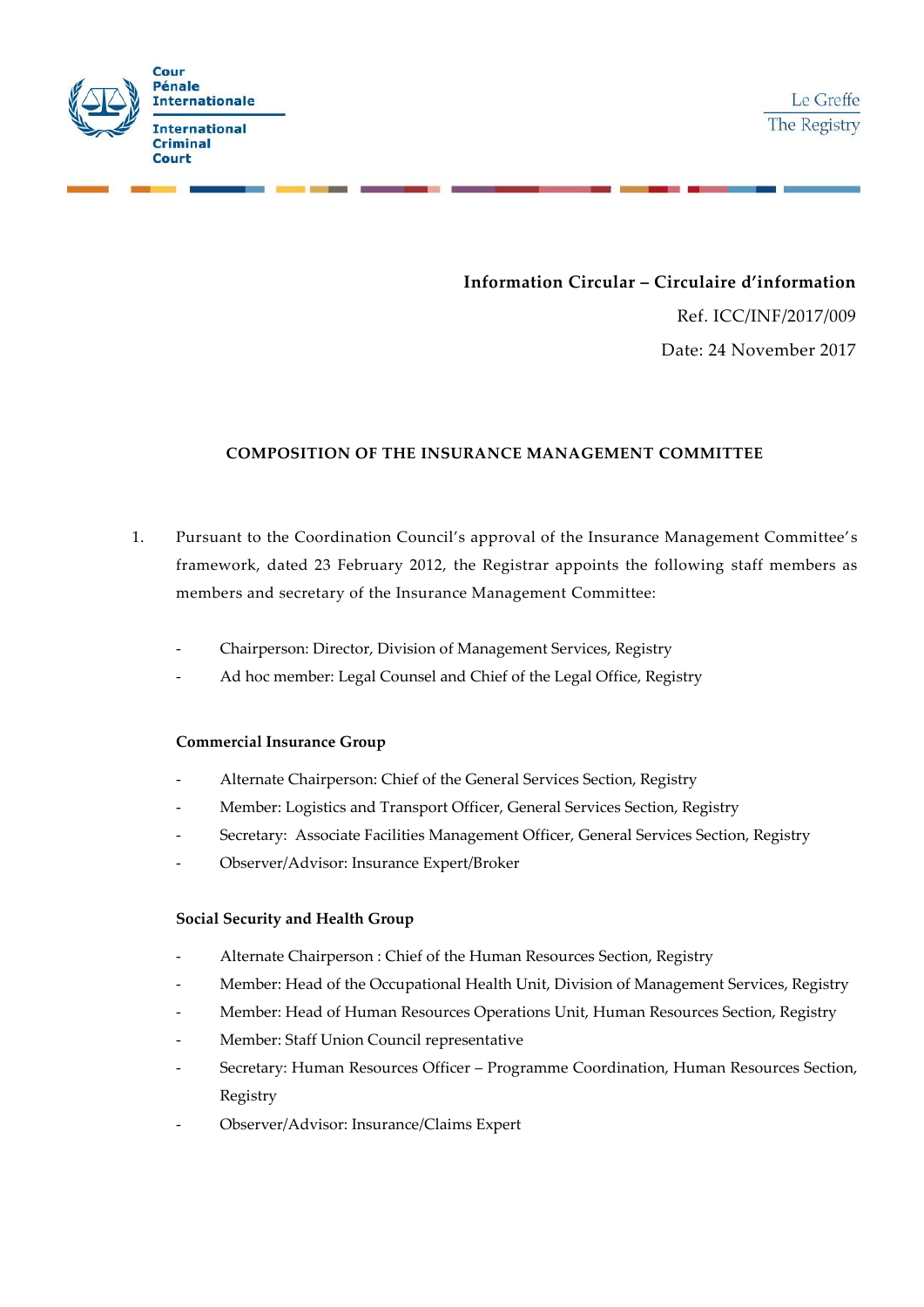Cour Pénale Internationale

International Criminal Court

Le Greffe

The Registry

**Information Circular – Circulaire d'information**

Ref. ICC/INF/2017/009

Date: 24 November 2017

## COMPOSITION OF THE INSURANCE MANAGEMENT COMMITTEE

1. Pursuant to the Coordination Council's approval of the Insurance Management Committee's framework, dated 23 February 2012, the Registrar appoints the following staff members as members and secretary of the Insurance Management Committee:

   - Chairperson: Director, Division of Management Services, Registry
   - Ad hoc member: Legal Counsel and Chief of the Legal Office, Registry

   **Commercial Insurance Group**

   - Alternate Chairperson: Chief of the General Services Section, Registry
   - Member: Logistics and Transport Officer, General Services Section, Registry
   - Secretary: Associate Facilities Management Officer, General Services Section, Registry
   - Observer/Advisor: Insurance Expert/Broker

   **Social Security and Health Group**

   - Alternate Chairperson : Chief of the Human Resources Section, Registry
   - Member: Head of the Occupational Health Unit, Division of Management Services, Registry
   - Member: Head of Human Resources Operations Unit, Human Resources Section, Registry
   - Member: Staff Union Council representative
   - Secretary: Human Resources Officer – Programme Coordination, Human Resources Section, Registry
   - Observer/Advisor: Insurance/Claims Expert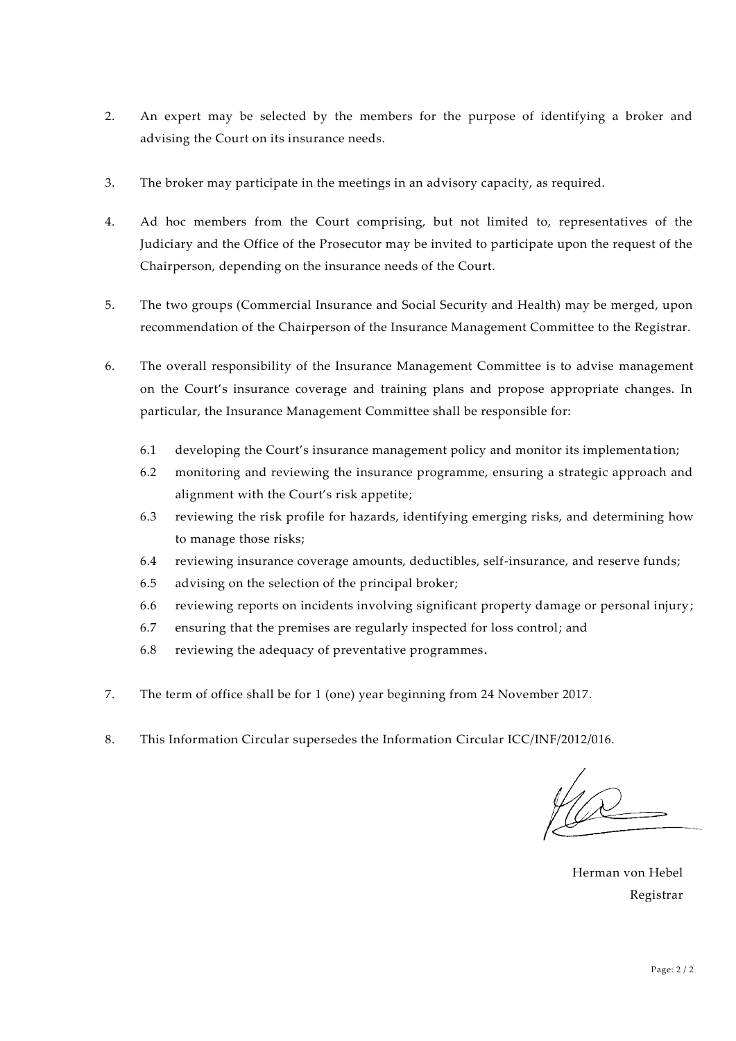2. An expert may be selected by the members for the purpose of identifying a broker and advising the Court on its insurance needs.

3. The broker may participate in the meetings in an advisory capacity, as required.

4. Ad hoc members from the Court comprising, but not limited to, representatives of the Judiciary and the Office of the Prosecutor may be invited to participate upon the request of the Chairperson, depending on the insurance needs of the Court.

5. The two groups (Commercial Insurance and Social Security and Health) may be merged, upon recommendation of the Chairperson of the Insurance Management Committee to the Registrar.

6. The overall responsibility of the Insurance Management Committee is to advise management on the Court's insurance coverage and training plans and propose appropriate changes. In particular, the Insurance Management Committee shall be responsible for:

   6.1 developing the Court's insurance management policy and monitor its implementation;
   
   6.2 monitoring and reviewing the insurance programme, ensuring a strategic approach and alignment with the Court's risk appetite;
   
   6.3 reviewing the risk profile for hazards, identifying emerging risks, and determining how to manage those risks;
   
   6.4 reviewing insurance coverage amounts, deductibles, self-insurance, and reserve funds;
   
   6.5 advising on the selection of the principal broker;
   
   6.6 reviewing reports on incidents involving significant property damage or personal injury;
   
   6.7 ensuring that the premises are regularly inspected for loss control; and
   
   6.8 reviewing the adequacy of preventative programmes.

7. The term of office shall be for 1 (one) year beginning from 24 November 2017.

8. This Information Circular supersedes the Information Circular ICC/INF/2012/016.

Herman von Hebel
Registrar